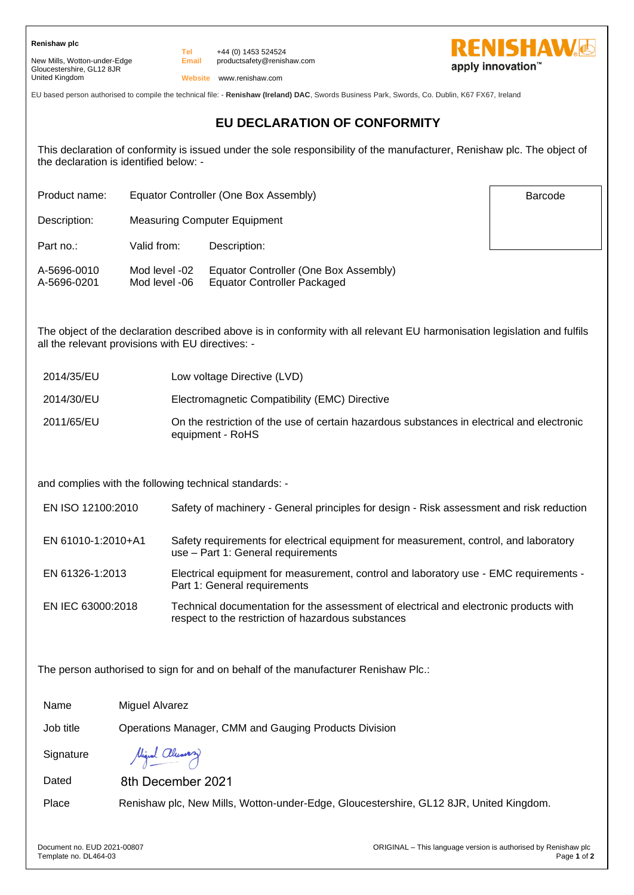**Renishaw plc**

New Mills, Wotton-under-Edge
Gloucestershire, GL12 8JR
United Kingdom

Tel +44 (0) 1453 524524
Email productsafety@renishaw.com
Website www.renishaw.com

RENISHAW
apply innovation™

EU based person authorised to compile the technical file: - **Renishaw (Ireland) DAC**, Swords Business Park, Swords, Co. Dublin, K67 FX67, Ireland

# EU DECLARATION OF CONFORMITY

This declaration of conformity is issued under the sole responsibility of the manufacturer, Renishaw plc. The object of the declaration is identified below: -

Product name: Equator Controller (One Box Assembly)

Description: Measuring Computer Equipment

Barcode

| Part no.: | Valid from: | Description: |
|---|---|---|
| A-5696-0010 | Mod level -02 | Equator Controller (One Box Assembly) |
| A-5696-0201 | Mod level -06 | Equator Controller Packaged |

The object of the declaration described above is in conformity with all relevant EU harmonisation legislation and fulfils all the relevant provisions with EU directives: -

| | |
|---|---|
| 2014/35/EU | Low voltage Directive (LVD) |
| 2014/30/EU | Electromagnetic Compatibility (EMC) Directive |
| 2011/65/EU | On the restriction of the use of certain hazardous substances in electrical and electronic equipment - RoHS |

and complies with the following technical standards: -

| | |
|---|---|
| EN ISO 12100:2010 | Safety of machinery - General principles for design - Risk assessment and risk reduction |
| EN 61010-1:2010+A1 | Safety requirements for electrical equipment for measurement, control, and laboratory use – Part 1: General requirements |
| EN 61326-1:2013 | Electrical equipment for measurement, control and laboratory use - EMC requirements - Part 1: General requirements |
| EN IEC 63000:2018 | Technical documentation for the assessment of electrical and electronic products with respect to the restriction of hazardous substances |

The person authorised to sign for and on behalf of the manufacturer Renishaw Plc.:

| | |
|---|---|
| Name | Miguel Alvarez |
| Job title | Operations Manager, CMM and Gauging Products Division |
| Signature | Miguel Alvarez |
| Dated | 8th December 2021 |
| Place | Renishaw plc, New Mills, Wotton-under-Edge, Gloucestershire, GL12 8JR, United Kingdom. |

Document no. EUD 2021-00807
Template no. DL464-03

ORIGINAL – This language version is authorised by Renishaw plc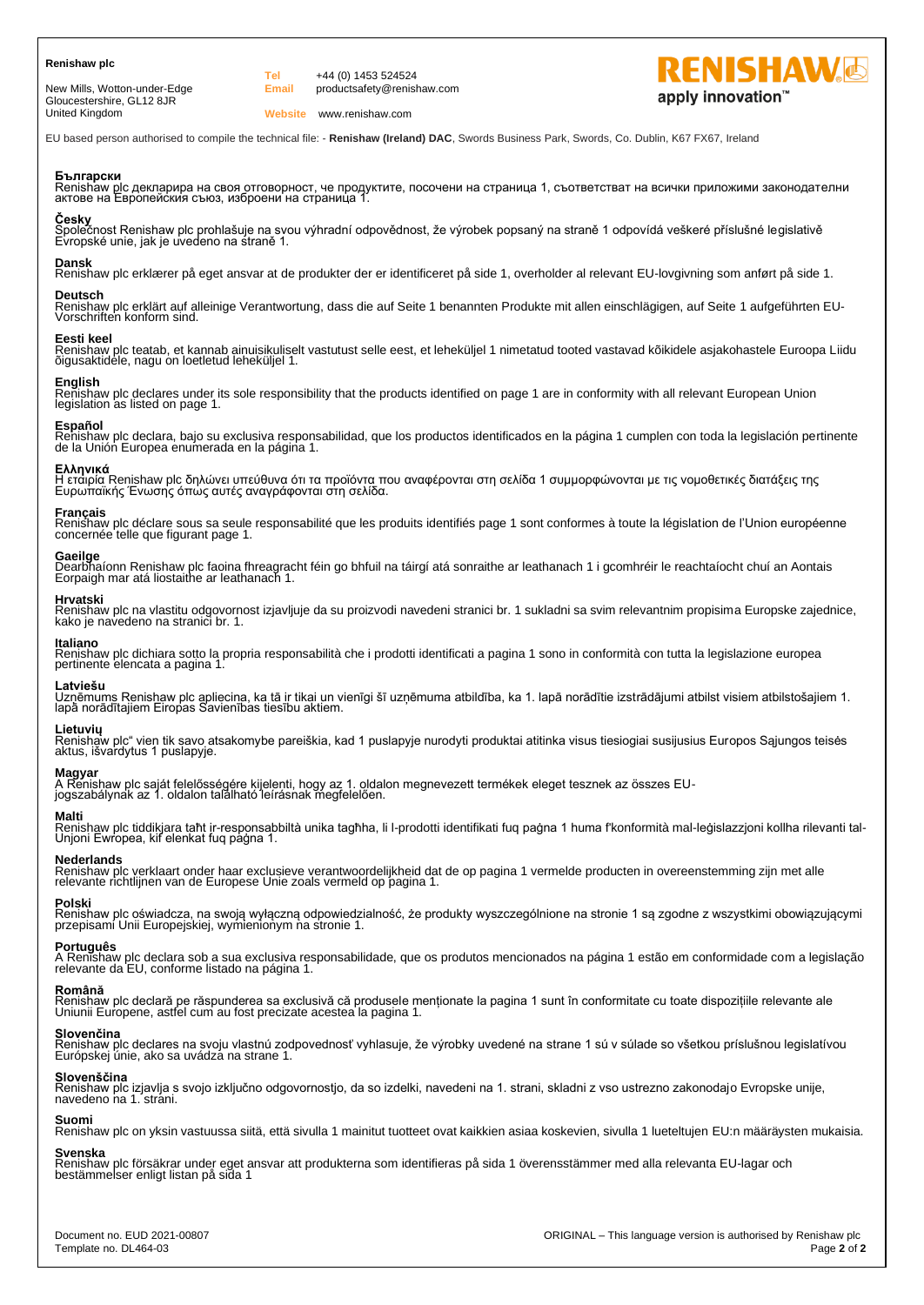**Renishaw plc**

New Mills, Wotton-under-Edge
Gloucestershire, GL12 8JR
United Kingdom

**Tel** +44 (0) 1453 524524
**Email** productsafety@renishaw.com
**Website** www.renishaw.com

RENISHAW
apply innovation™

EU based person authorised to compile the technical file: - **Renishaw (Ireland) DAC**, Swords Business Park, Swords, Co. Dublin, K67 FX67, Ireland

**Български**
Renishaw plc декларира на своя отговорност, че продуктите, посочени на страница 1, съответстват на всички приложими законодателни актове на Европейския съюз, изброени на страница 1.

**Česky**
Společnost Renishaw plc prohlašuje na svou výhradní odpovědnost, že výrobek popsaný na straně 1 odpovídá veškeré příslušné legislativě Evropské unie, jak je uvedeno na straně 1.

**Dansk**
Renishaw plc erklærer på eget ansvar at de produkter der er identificeret på side 1, overholder al relevant EU-lovgivning som anført på side 1.

**Deutsch**
Renishaw plc erklärt auf alleinige Verantwortung, dass die auf Seite 1 benannten Produkte mit allen einschlägigen, auf Seite 1 aufgeführten EU-Vorschriften konform sind.

**Eesti keel**
Renishaw plc teatab, et kannab ainuisikuliselt vastutust selle eest, et leheküljel 1 nimetatud tooted vastavad kõikidele asjakohastele Euroopa Liidu õigusaktidele, nagu on loetletud leheküljel 1.

**English**
Renishaw plc declares under its sole responsibility that the products identified on page 1 are in conformity with all relevant European Union legislation as listed on page 1.

**Español**
Renishaw plc declara, bajo su exclusiva responsabilidad, que los productos identificados en la página 1 cumplen con toda la legislación pertinente de la Unión Europea enumerada en la página 1.

**Ελληνικά**
Η εταιρία Renishaw plc δηλώνει υπεύθυνα ότι τα προϊόντα που αναφέρονται στη σελίδα 1 συμμορφώνονται με τις νομοθετικές διατάξεις της Ευρωπαϊκής Ένωσης όπως αυτές αναγράφονται στη σελίδα.

**Français**
Renishaw plc déclare sous sa seule responsabilité que les produits identifiés page 1 sont conformes à toute la législation de l'Union européenne concernée telle que figurant page 1.

**Gaeilge**
Dearbhaíonn Renishaw plc faoina fhreagracht féin go bhfuil na táirgí atá sonraithe ar leathanach 1 i gcomhréir le reachtaíocht chuí an Aontais Eorpaigh mar atá liostaithe ar leathanach 1.

**Hrvatski**
Renishaw plc na vlastitu odgovornost izjavljuje da su proizvodi navedeni stranici br. 1 sukladni sa svim relevantnim propisima Europske zajednice, kako je navedeno na stranici br. 1.

**Italiano**
Renishaw plc dichiara sotto la propria responsabilità che i prodotti identificati a pagina 1 sono in conformità con tutta la legislazione europea pertinente elencata a pagina 1.

**Latviešu**
Uzņēmums Renishaw plc apliecina, ka tā ir tikai un vienīgi šī uzņēmuma atbildība, ka 1. lapā norādītie izstrādājumi atbilst visiem atbilstošajiem 1. lapā norādītajiem Eiropas Savienības tiesību aktiem.

**Lietuvių**
Renishaw plc" vien tik savo atsakomybe pareiškia, kad 1 puslapyje nurodyti produktai atitinka visus tiesiogiai susijusius Europos Sąjungos teisės aktus, išvardytus 1 puslapyje.

**Magyar**
A Renishaw plc saját felelősségére kijelenti, hogy az 1. oldalon megnevezett termékek eleget tesznek az összes EU-jogszabálynak az 1. oldalon található leírásnak megfelelően.

**Malti**
Renishaw plc tiddikjara taħt ir-responsabbiltà unika tagħha, li l-prodotti identifikati fuq paġna 1 huma f'konformità mal-leġislazzjoni kollha rilevanti tal-Unjoni Ewropea, kif elenkat fuq paġna 1.

**Nederlands**
Renishaw plc verklaart onder haar exclusieve verantwoordelijkheid dat de op pagina 1 vermelde producten in overeenstemming zijn met alle relevante richtlijnen van de Europese Unie zoals vermeld op pagina 1.

**Polski**
Renishaw plc oświadcza, na swoją wyłączną odpowiedzialność, że produkty wyszczególnione na stronie 1 są zgodne z wszystkimi obowiązującymi przepisami Unii Europejskiej, wymienionym na stronie 1.

**Português**
A Renishaw plc declara sob a sua exclusiva responsabilidade, que os produtos mencionados na página 1 estão em conformidade com a legislação relevante da EU, conforme listado na página 1.

**Română**
Renishaw plc declară pe răspunderea sa exclusivă că produsele menționate la pagina 1 sunt în conformitate cu toate dispozițiile relevante ale Uniunii Europene, astfel cum au fost precizate acestea la pagina 1.

**Slovenčina**
Renishaw plc declares na svoju vlastnú zodpovednosť vyhlasuje, že výrobky uvedené na strane 1 sú v súlade so všetkou príslušnou legislatívou Európskej únie, ako sa uvádza na strane 1.

**Slovenščina**
Renishaw plc izjavlja s svojo izključno odgovornostjo, da so izdelki, navedeni na 1. strani, skladni z vso ustrezno zakonodajo Evropske unije, navedeno na 1. strani.

**Suomi**
Renishaw plc on yksin vastuussa siitä, että sivulla 1 mainitut tuotteet ovat kaikkien asiaa koskevien, sivulla 1 lueteltujen EU:n määräysten mukaisia.

**Svenska**
Renishaw plc försäkrar under eget ansvar att produkterna som identifieras på sida 1 överensstämmer med alla relevanta EU-lagar och bestämmelser enligt listan på sida 1

Document no. EUD 2021-00807
Template no. DL464-03

ORIGINAL – This language version is authorised by Renishaw plc